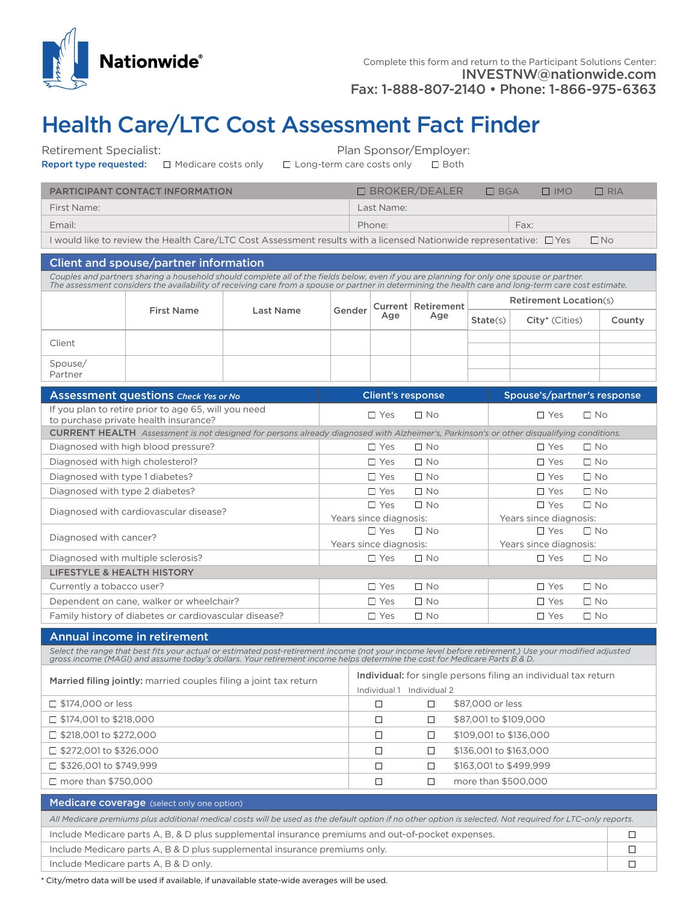Nationwide®

Complete this form and return to the Participant Solutions Center:
INVESTNW@nationwide.com
Fax: 1-888-807-2140 • Phone: 1-866-975-6363

# Health Care/LTC Cost Assessment Fact Finder

Retirement Specialist: Plan Sponsor/Employer:

**Report type requested:** ☐ Medicare costs only ☐ Long-term care costs only ☐ Both

| PARTICIPANT CONTACT INFORMATION | ☐ BROKER/DEALER ☐ BGA ☐ IMO ☐ RIA | |
|---|---|---|
| First Name: | Last Name: | |
| Email: | Phone: | Fax: |
| I would like to review the Health Care/LTC Cost Assessment results with a licensed Nationwide representative: ☐ Yes ☐ No | | |

## Client and spouse/partner information

*Couples and partners sharing a household should complete all of the fields below, even if you are planning for only one spouse or partner. The assessment considers the availability of receiving care from a spouse or partner in determining the health care and long-term care cost estimate.*

| | First Name | Last Name | Gender | Current Age | Retirement Age | Retirement Location(s) | | |
|---|---|---|---|---|---|---|---|---|
| | | | | | | State(s) | City* (Cities) | County |
| Client | | | | | | | | |
| Spouse/ Partner | | | | | | | | |

## Assessment questions *Check Yes or No*

| Assessment questions | Client's response | Spouse's/partner's response |
|---|---|---|
| If you plan to retire prior to age 65, will you need to purchase private health insurance? | ☐ Yes ☐ No | ☐ Yes ☐ No |
| **CURRENT HEALTH** *Assessment is not designed for persons already diagnosed with Alzheimer's, Parkinson's or other disqualifying conditions.* | | |
| Diagnosed with high blood pressure? | ☐ Yes ☐ No | ☐ Yes ☐ No |
| Diagnosed with high cholesterol? | ☐ Yes ☐ No | ☐ Yes ☐ No |
| Diagnosed with type 1 diabetes? | ☐ Yes ☐ No | ☐ Yes ☐ No |
| Diagnosed with type 2 diabetes? | ☐ Yes ☐ No | ☐ Yes ☐ No |
| Diagnosed with cardiovascular disease? | ☐ Yes ☐ No Years since diagnosis: | ☐ Yes ☐ No Years since diagnosis: |
| Diagnosed with cancer? | ☐ Yes ☐ No Years since diagnosis: | ☐ Yes ☐ No Years since diagnosis: |
| Diagnosed with multiple sclerosis? | ☐ Yes ☐ No | ☐ Yes ☐ No |
| **LIFESTYLE & HEALTH HISTORY** | | |
| Currently a tobacco user? | ☐ Yes ☐ No | ☐ Yes ☐ No |
| Dependent on cane, walker or wheelchair? | ☐ Yes ☐ No | ☐ Yes ☐ No |
| Family history of diabetes or cardiovascular disease? | ☐ Yes ☐ No | ☐ Yes ☐ No |

## Annual income in retirement

*Select the range that best fits your actual or estimated post-retirement income (not your income level before retirement.) Use your modified adjusted gross income (MAGI) and assume today's dollars. Your retirement income helps determine the cost for Medicare Parts B & D.*

| **Married filing jointly:** married couples filing a joint tax return | **Individual:** for single persons filing an individual tax return | | |
|---|---|---|---|
| | Individual 1 | Individual 2 | |
| ☐ $174,000 or less | ☐ | ☐ | $87,000 or less |
| ☐ $174,001 to $218,000 | ☐ | ☐ | $87,001 to $109,000 |
| ☐ $218,001 to $272,000 | ☐ | ☐ | $109,001 to $136,000 |
| ☐ $272,001 to $326,000 | ☐ | ☐ | $136,001 to $163,000 |
| ☐ $326,001 to $749,999 | ☐ | ☐ | $163,001 to $499,999 |
| ☐ more than $750,000 | ☐ | ☐ | more than $500,000 |

## Medicare coverage (select only one option)

*All Medicare premiums plus additional medical costs will be used as the default option if no other option is selected. Not required for LTC-only reports.*

| Option | |
|---|---|
| Include Medicare parts A, B, & D plus supplemental insurance premiums and out-of-pocket expenses. | ☐ |
| Include Medicare parts A, B & D plus supplemental insurance premiums only. | ☐ |
| Include Medicare parts A, B & D only. | ☐ |

\* City/metro data will be used if available, if unavailable state-wide averages will be used.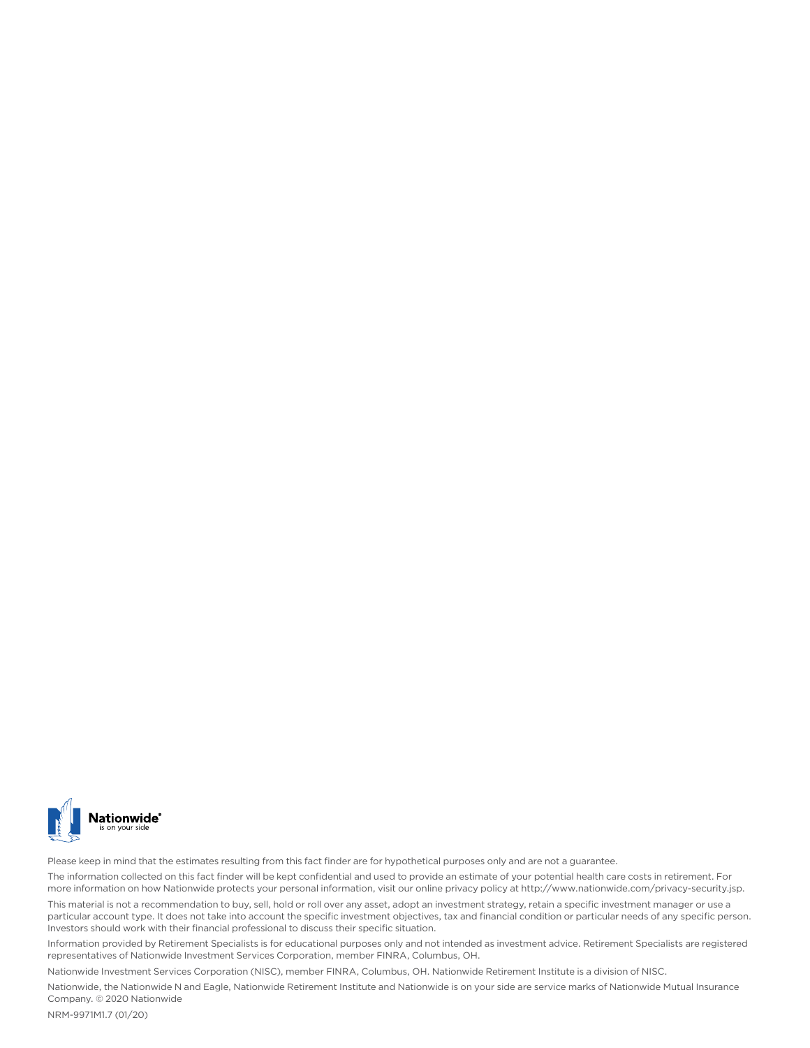Nationwide®
is on your side

Please keep in mind that the estimates resulting from this fact finder are for hypothetical purposes only and are not a guarantee.

The information collected on this fact finder will be kept confidential and used to provide an estimate of your potential health care costs in retirement. For more information on how Nationwide protects your personal information, visit our online privacy policy at http://www.nationwide.com/privacy-security.jsp.

This material is not a recommendation to buy, sell, hold or roll over any asset, adopt an investment strategy, retain a specific investment manager or use a particular account type. It does not take into account the specific investment objectives, tax and financial condition or particular needs of any specific person. Investors should work with their financial professional to discuss their specific situation.

Information provided by Retirement Specialists is for educational purposes only and not intended as investment advice. Retirement Specialists are registered representatives of Nationwide Investment Services Corporation, member FINRA, Columbus, OH.

Nationwide Investment Services Corporation (NISC), member FINRA, Columbus, OH. Nationwide Retirement Institute is a division of NISC.

Nationwide, the Nationwide N and Eagle, Nationwide Retirement Institute and Nationwide is on your side are service marks of Nationwide Mutual Insurance Company. © 2020 Nationwide

NRM-9971M1.7 (01/20)